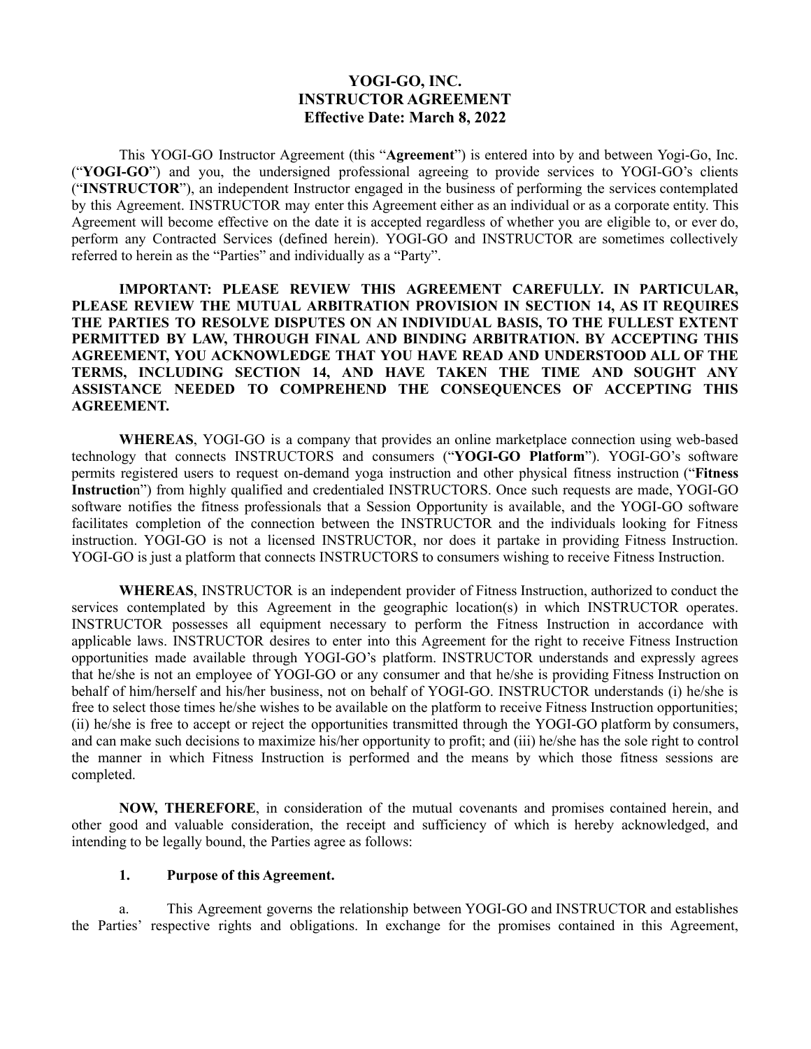# YOGI-GO, INC.
# INSTRUCTOR AGREEMENT
## Effective Date: March 8, 2022

This YOGI-GO Instructor Agreement (this "**Agreement**") is entered into by and between Yogi-Go, Inc. ("**YOGI-GO**") and you, the undersigned professional agreeing to provide services to YOGI-GO's clients ("**INSTRUCTOR**"), an independent Instructor engaged in the business of performing the services contemplated by this Agreement. INSTRUCTOR may enter this Agreement either as an individual or as a corporate entity. This Agreement will become effective on the date it is accepted regardless of whether you are eligible to, or ever do, perform any Contracted Services (defined herein). YOGI-GO and INSTRUCTOR are sometimes collectively referred to herein as the "Parties" and individually as a "Party".

**IMPORTANT: PLEASE REVIEW THIS AGREEMENT CAREFULLY. IN PARTICULAR, PLEASE REVIEW THE MUTUAL ARBITRATION PROVISION IN SECTION 14, AS IT REQUIRES THE PARTIES TO RESOLVE DISPUTES ON AN INDIVIDUAL BASIS, TO THE FULLEST EXTENT PERMITTED BY LAW, THROUGH FINAL AND BINDING ARBITRATION. BY ACCEPTING THIS AGREEMENT, YOU ACKNOWLEDGE THAT YOU HAVE READ AND UNDERSTOOD ALL OF THE TERMS, INCLUDING SECTION 14, AND HAVE TAKEN THE TIME AND SOUGHT ANY ASSISTANCE NEEDED TO COMPREHEND THE CONSEQUENCES OF ACCEPTING THIS AGREEMENT.**

**WHEREAS**, YOGI-GO is a company that provides an online marketplace connection using web-based technology that connects INSTRUCTORS and consumers ("**YOGI-GO Platform**"). YOGI-GO's software permits registered users to request on-demand yoga instruction and other physical fitness instruction ("**Fitness Instructio**n") from highly qualified and credentialed INSTRUCTORS. Once such requests are made, YOGI-GO software notifies the fitness professionals that a Session Opportunity is available, and the YOGI-GO software facilitates completion of the connection between the INSTRUCTOR and the individuals looking for Fitness instruction. YOGI-GO is not a licensed INSTRUCTOR, nor does it partake in providing Fitness Instruction. YOGI-GO is just a platform that connects INSTRUCTORS to consumers wishing to receive Fitness Instruction.

**WHEREAS**, INSTRUCTOR is an independent provider of Fitness Instruction, authorized to conduct the services contemplated by this Agreement in the geographic location(s) in which INSTRUCTOR operates. INSTRUCTOR possesses all equipment necessary to perform the Fitness Instruction in accordance with applicable laws. INSTRUCTOR desires to enter into this Agreement for the right to receive Fitness Instruction opportunities made available through YOGI-GO's platform. INSTRUCTOR understands and expressly agrees that he/she is not an employee of YOGI-GO or any consumer and that he/she is providing Fitness Instruction on behalf of him/herself and his/her business, not on behalf of YOGI-GO. INSTRUCTOR understands (i) he/she is free to select those times he/she wishes to be available on the platform to receive Fitness Instruction opportunities; (ii) he/she is free to accept or reject the opportunities transmitted through the YOGI-GO platform by consumers, and can make such decisions to maximize his/her opportunity to profit; and (iii) he/she has the sole right to control the manner in which Fitness Instruction is performed and the means by which those fitness sessions are completed.

**NOW, THEREFORE**, in consideration of the mutual covenants and promises contained herein, and other good and valuable consideration, the receipt and sufficiency of which is hereby acknowledged, and intending to be legally bound, the Parties agree as follows:

**1. Purpose of this Agreement.**

a. This Agreement governs the relationship between YOGI-GO and INSTRUCTOR and establishes the Parties' respective rights and obligations. In exchange for the promises contained in this Agreement,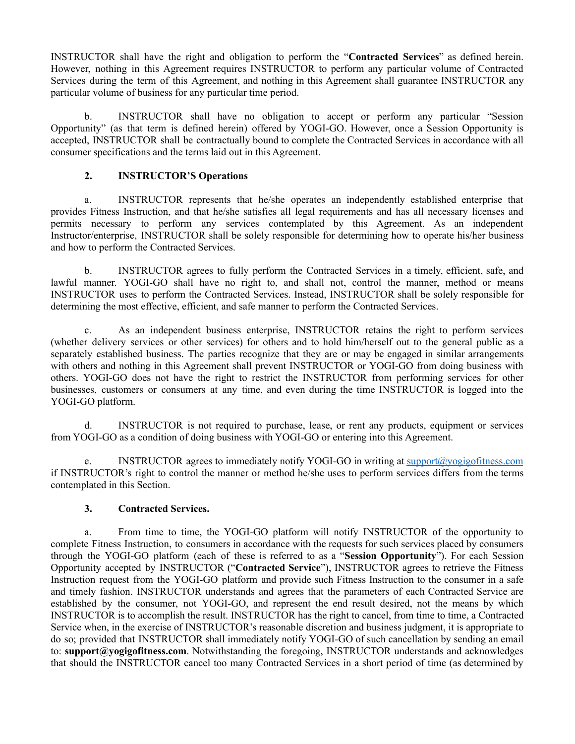INSTRUCTOR shall have the right and obligation to perform the "**Contracted Services**" as defined herein. However, nothing in this Agreement requires INSTRUCTOR to perform any particular volume of Contracted Services during the term of this Agreement, and nothing in this Agreement shall guarantee INSTRUCTOR any particular volume of business for any particular time period.

b. INSTRUCTOR shall have no obligation to accept or perform any particular "Session Opportunity" (as that term is defined herein) offered by YOGI-GO. However, once a Session Opportunity is accepted, INSTRUCTOR shall be contractually bound to complete the Contracted Services in accordance with all consumer specifications and the terms laid out in this Agreement.

## 2. INSTRUCTOR'S Operations

a. INSTRUCTOR represents that he/she operates an independently established enterprise that provides Fitness Instruction, and that he/she satisfies all legal requirements and has all necessary licenses and permits necessary to perform any services contemplated by this Agreement. As an independent Instructor/enterprise, INSTRUCTOR shall be solely responsible for determining how to operate his/her business and how to perform the Contracted Services.

b. INSTRUCTOR agrees to fully perform the Contracted Services in a timely, efficient, safe, and lawful manner. YOGI-GO shall have no right to, and shall not, control the manner, method or means INSTRUCTOR uses to perform the Contracted Services. Instead, INSTRUCTOR shall be solely responsible for determining the most effective, efficient, and safe manner to perform the Contracted Services.

c. As an independent business enterprise, INSTRUCTOR retains the right to perform services (whether delivery services or other services) for others and to hold him/herself out to the general public as a separately established business. The parties recognize that they are or may be engaged in similar arrangements with others and nothing in this Agreement shall prevent INSTRUCTOR or YOGI-GO from doing business with others. YOGI-GO does not have the right to restrict the INSTRUCTOR from performing services for other businesses, customers or consumers at any time, and even during the time INSTRUCTOR is logged into the YOGI-GO platform.

d. INSTRUCTOR is not required to purchase, lease, or rent any products, equipment or services from YOGI-GO as a condition of doing business with YOGI-GO or entering into this Agreement.

e. INSTRUCTOR agrees to immediately notify YOGI-GO in writing at support@yogigofitness.com if INSTRUCTOR's right to control the manner or method he/she uses to perform services differs from the terms contemplated in this Section.

## 3. Contracted Services.

a. From time to time, the YOGI-GO platform will notify INSTRUCTOR of the opportunity to complete Fitness Instruction, to consumers in accordance with the requests for such services placed by consumers through the YOGI-GO platform (each of these is referred to as a "**Session Opportunity**"). For each Session Opportunity accepted by INSTRUCTOR ("**Contracted Service**"), INSTRUCTOR agrees to retrieve the Fitness Instruction request from the YOGI-GO platform and provide such Fitness Instruction to the consumer in a safe and timely fashion. INSTRUCTOR understands and agrees that the parameters of each Contracted Service are established by the consumer, not YOGI-GO, and represent the end result desired, not the means by which INSTRUCTOR is to accomplish the result. INSTRUCTOR has the right to cancel, from time to time, a Contracted Service when, in the exercise of INSTRUCTOR's reasonable discretion and business judgment, it is appropriate to do so; provided that INSTRUCTOR shall immediately notify YOGI-GO of such cancellation by sending an email to: **support@yogigofitness.com**. Notwithstanding the foregoing, INSTRUCTOR understands and acknowledges that should the INSTRUCTOR cancel too many Contracted Services in a short period of time (as determined by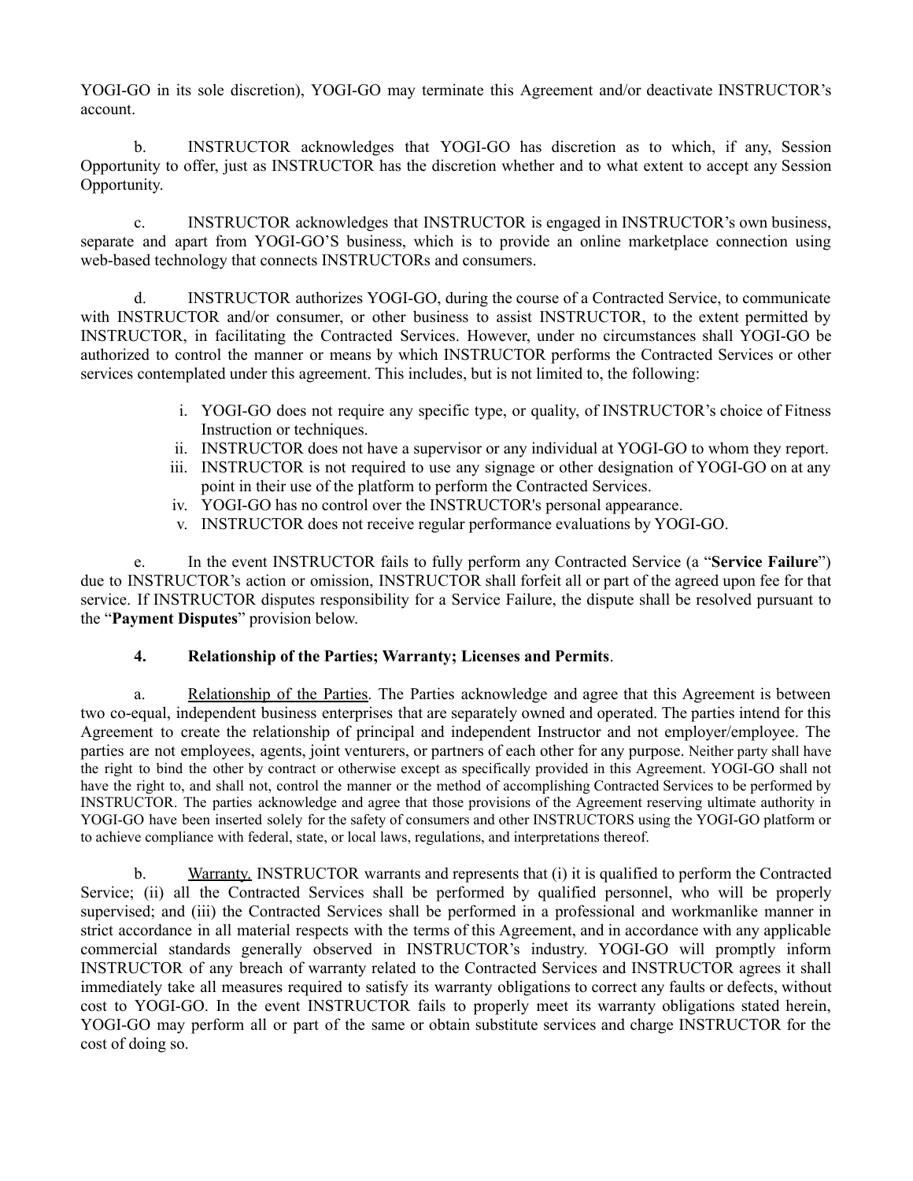YOGI-GO in its sole discretion), YOGI-GO may terminate this Agreement and/or deactivate INSTRUCTOR's account.

b. INSTRUCTOR acknowledges that YOGI-GO has discretion as to which, if any, Session Opportunity to offer, just as INSTRUCTOR has the discretion whether and to what extent to accept any Session Opportunity.

c. INSTRUCTOR acknowledges that INSTRUCTOR is engaged in INSTRUCTOR's own business, separate and apart from YOGI-GO'S business, which is to provide an online marketplace connection using web-based technology that connects INSTRUCTORs and consumers.

d. INSTRUCTOR authorizes YOGI-GO, during the course of a Contracted Service, to communicate with INSTRUCTOR and/or consumer, or other business to assist INSTRUCTOR, to the extent permitted by INSTRUCTOR, in facilitating the Contracted Services. However, under no circumstances shall YOGI-GO be authorized to control the manner or means by which INSTRUCTOR performs the Contracted Services or other services contemplated under this agreement. This includes, but is not limited to, the following:

i. YOGI-GO does not require any specific type, or quality, of INSTRUCTOR's choice of Fitness Instruction or techniques.
ii. INSTRUCTOR does not have a supervisor or any individual at YOGI-GO to whom they report.
iii. INSTRUCTOR is not required to use any signage or other designation of YOGI-GO on at any point in their use of the platform to perform the Contracted Services.
iv. YOGI-GO has no control over the INSTRUCTOR's personal appearance.
v. INSTRUCTOR does not receive regular performance evaluations by YOGI-GO.

e. In the event INSTRUCTOR fails to fully perform any Contracted Service (a "**Service Failure**") due to INSTRUCTOR's action or omission, INSTRUCTOR shall forfeit all or part of the agreed upon fee for that service. If INSTRUCTOR disputes responsibility for a Service Failure, the dispute shall be resolved pursuant to the "**Payment Disputes**" provision below.

**4. Relationship of the Parties; Warranty; Licenses and Permits**.

a. <u>Relationship of the Parties</u>. The Parties acknowledge and agree that this Agreement is between two co-equal, independent business enterprises that are separately owned and operated. The parties intend for this Agreement to create the relationship of principal and independent Instructor and not employer/employee. The parties are not employees, agents, joint venturers, or partners of each other for any purpose. Neither party shall have the right to bind the other by contract or otherwise except as specifically provided in this Agreement. YOGI-GO shall not have the right to, and shall not, control the manner or the method of accomplishing Contracted Services to be performed by INSTRUCTOR. The parties acknowledge and agree that those provisions of the Agreement reserving ultimate authority in YOGI-GO have been inserted solely for the safety of consumers and other INSTRUCTORS using the YOGI-GO platform or to achieve compliance with federal, state, or local laws, regulations, and interpretations thereof.

b. <u>Warranty.</u> INSTRUCTOR warrants and represents that (i) it is qualified to perform the Contracted Service; (ii) all the Contracted Services shall be performed by qualified personnel, who will be properly supervised; and (iii) the Contracted Services shall be performed in a professional and workmanlike manner in strict accordance in all material respects with the terms of this Agreement, and in accordance with any applicable commercial standards generally observed in INSTRUCTOR's industry. YOGI-GO will promptly inform INSTRUCTOR of any breach of warranty related to the Contracted Services and INSTRUCTOR agrees it shall immediately take all measures required to satisfy its warranty obligations to correct any faults or defects, without cost to YOGI-GO. In the event INSTRUCTOR fails to properly meet its warranty obligations stated herein, YOGI-GO may perform all or part of the same or obtain substitute services and charge INSTRUCTOR for the cost of doing so.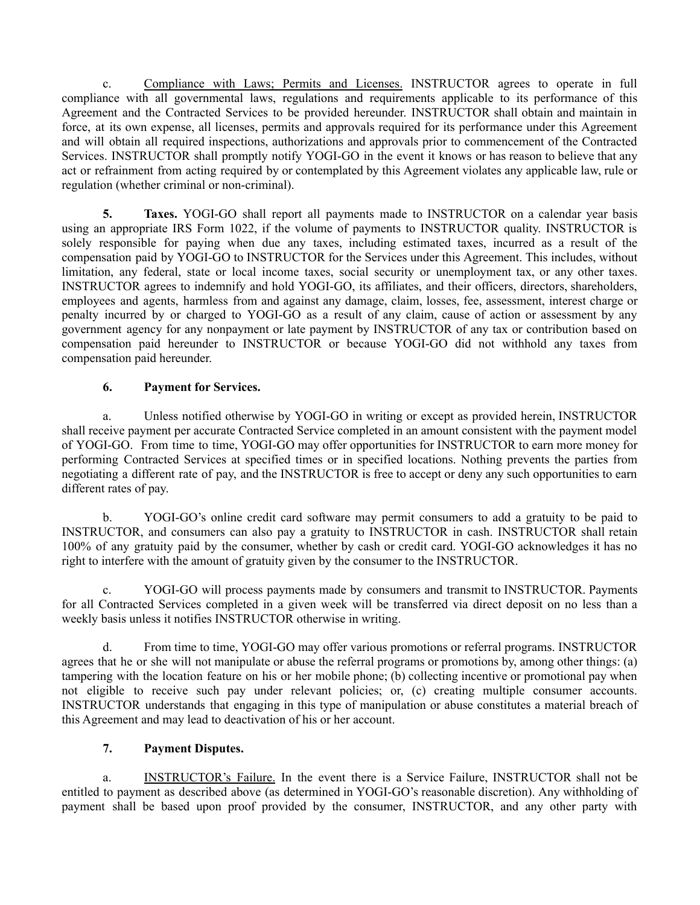c. <u>Compliance with Laws; Permits and Licenses.</u> INSTRUCTOR agrees to operate in full compliance with all governmental laws, regulations and requirements applicable to its performance of this Agreement and the Contracted Services to be provided hereunder. INSTRUCTOR shall obtain and maintain in force, at its own expense, all licenses, permits and approvals required for its performance under this Agreement and will obtain all required inspections, authorizations and approvals prior to commencement of the Contracted Services. INSTRUCTOR shall promptly notify YOGI-GO in the event it knows or has reason to believe that any act or refrainment from acting required by or contemplated by this Agreement violates any applicable law, rule or regulation (whether criminal or non-criminal).

**5. Taxes.** YOGI-GO shall report all payments made to INSTRUCTOR on a calendar year basis using an appropriate IRS Form 1022, if the volume of payments to INSTRUCTOR quality. INSTRUCTOR is solely responsible for paying when due any taxes, including estimated taxes, incurred as a result of the compensation paid by YOGI-GO to INSTRUCTOR for the Services under this Agreement. This includes, without limitation, any federal, state or local income taxes, social security or unemployment tax, or any other taxes. INSTRUCTOR agrees to indemnify and hold YOGI-GO, its affiliates, and their officers, directors, shareholders, employees and agents, harmless from and against any damage, claim, losses, fee, assessment, interest charge or penalty incurred by or charged to YOGI-GO as a result of any claim, cause of action or assessment by any government agency for any nonpayment or late payment by INSTRUCTOR of any tax or contribution based on compensation paid hereunder to INSTRUCTOR or because YOGI-GO did not withhold any taxes from compensation paid hereunder.

**6. Payment for Services.**

a. Unless notified otherwise by YOGI-GO in writing or except as provided herein, INSTRUCTOR shall receive payment per accurate Contracted Service completed in an amount consistent with the payment model of YOGI-GO. From time to time, YOGI-GO may offer opportunities for INSTRUCTOR to earn more money for performing Contracted Services at specified times or in specified locations. Nothing prevents the parties from negotiating a different rate of pay, and the INSTRUCTOR is free to accept or deny any such opportunities to earn different rates of pay.

b. YOGI-GO's online credit card software may permit consumers to add a gratuity to be paid to INSTRUCTOR, and consumers can also pay a gratuity to INSTRUCTOR in cash. INSTRUCTOR shall retain 100% of any gratuity paid by the consumer, whether by cash or credit card. YOGI-GO acknowledges it has no right to interfere with the amount of gratuity given by the consumer to the INSTRUCTOR.

c. YOGI-GO will process payments made by consumers and transmit to INSTRUCTOR. Payments for all Contracted Services completed in a given week will be transferred via direct deposit on no less than a weekly basis unless it notifies INSTRUCTOR otherwise in writing.

d. From time to time, YOGI-GO may offer various promotions or referral programs. INSTRUCTOR agrees that he or she will not manipulate or abuse the referral programs or promotions by, among other things: (a) tampering with the location feature on his or her mobile phone; (b) collecting incentive or promotional pay when not eligible to receive such pay under relevant policies; or, (c) creating multiple consumer accounts. INSTRUCTOR understands that engaging in this type of manipulation or abuse constitutes a material breach of this Agreement and may lead to deactivation of his or her account.

**7. Payment Disputes.**

a. <u>INSTRUCTOR's Failure.</u> In the event there is a Service Failure, INSTRUCTOR shall not be entitled to payment as described above (as determined in YOGI-GO's reasonable discretion). Any withholding of payment shall be based upon proof provided by the consumer, INSTRUCTOR, and any other party with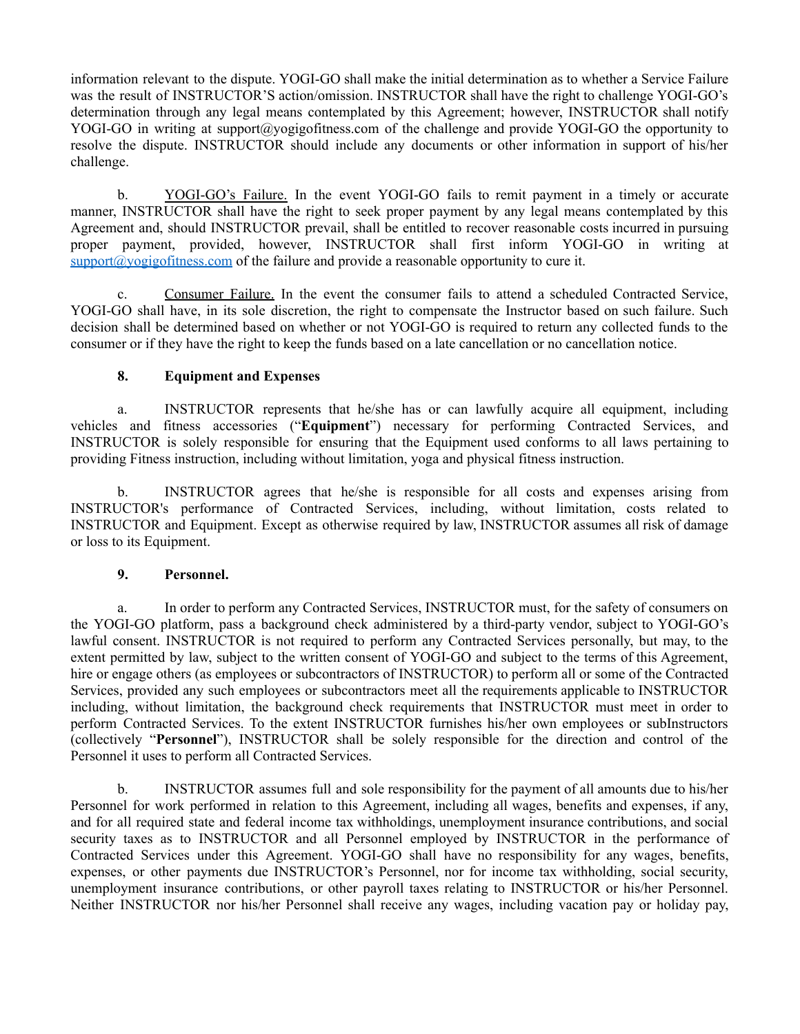information relevant to the dispute. YOGI-GO shall make the initial determination as to whether a Service Failure was the result of INSTRUCTOR'S action/omission. INSTRUCTOR shall have the right to challenge YOGI-GO's determination through any legal means contemplated by this Agreement; however, INSTRUCTOR shall notify YOGI-GO in writing at support@yogigofitness.com of the challenge and provide YOGI-GO the opportunity to resolve the dispute. INSTRUCTOR should include any documents or other information in support of his/her challenge.

b. YOGI-GO's Failure. In the event YOGI-GO fails to remit payment in a timely or accurate manner, INSTRUCTOR shall have the right to seek proper payment by any legal means contemplated by this Agreement and, should INSTRUCTOR prevail, shall be entitled to recover reasonable costs incurred in pursuing proper payment, provided, however, INSTRUCTOR shall first inform YOGI-GO in writing at support@yogigofitness.com of the failure and provide a reasonable opportunity to cure it.

c. Consumer Failure. In the event the consumer fails to attend a scheduled Contracted Service, YOGI-GO shall have, in its sole discretion, the right to compensate the Instructor based on such failure. Such decision shall be determined based on whether or not YOGI-GO is required to return any collected funds to the consumer or if they have the right to keep the funds based on a late cancellation or no cancellation notice.

**8. Equipment and Expenses**

a. INSTRUCTOR represents that he/she has or can lawfully acquire all equipment, including vehicles and fitness accessories ("**Equipment**") necessary for performing Contracted Services, and INSTRUCTOR is solely responsible for ensuring that the Equipment used conforms to all laws pertaining to providing Fitness instruction, including without limitation, yoga and physical fitness instruction.

b. INSTRUCTOR agrees that he/she is responsible for all costs and expenses arising from INSTRUCTOR's performance of Contracted Services, including, without limitation, costs related to INSTRUCTOR and Equipment. Except as otherwise required by law, INSTRUCTOR assumes all risk of damage or loss to its Equipment.

**9. Personnel.**

a. In order to perform any Contracted Services, INSTRUCTOR must, for the safety of consumers on the YOGI-GO platform, pass a background check administered by a third-party vendor, subject to YOGI-GO's lawful consent. INSTRUCTOR is not required to perform any Contracted Services personally, but may, to the extent permitted by law, subject to the written consent of YOGI-GO and subject to the terms of this Agreement, hire or engage others (as employees or subcontractors of INSTRUCTOR) to perform all or some of the Contracted Services, provided any such employees or subcontractors meet all the requirements applicable to INSTRUCTOR including, without limitation, the background check requirements that INSTRUCTOR must meet in order to perform Contracted Services. To the extent INSTRUCTOR furnishes his/her own employees or subInstructors (collectively "**Personnel**"), INSTRUCTOR shall be solely responsible for the direction and control of the Personnel it uses to perform all Contracted Services.

b. INSTRUCTOR assumes full and sole responsibility for the payment of all amounts due to his/her Personnel for work performed in relation to this Agreement, including all wages, benefits and expenses, if any, and for all required state and federal income tax withholdings, unemployment insurance contributions, and social security taxes as to INSTRUCTOR and all Personnel employed by INSTRUCTOR in the performance of Contracted Services under this Agreement. YOGI-GO shall have no responsibility for any wages, benefits, expenses, or other payments due INSTRUCTOR's Personnel, nor for income tax withholding, social security, unemployment insurance contributions, or other payroll taxes relating to INSTRUCTOR or his/her Personnel. Neither INSTRUCTOR nor his/her Personnel shall receive any wages, including vacation pay or holiday pay,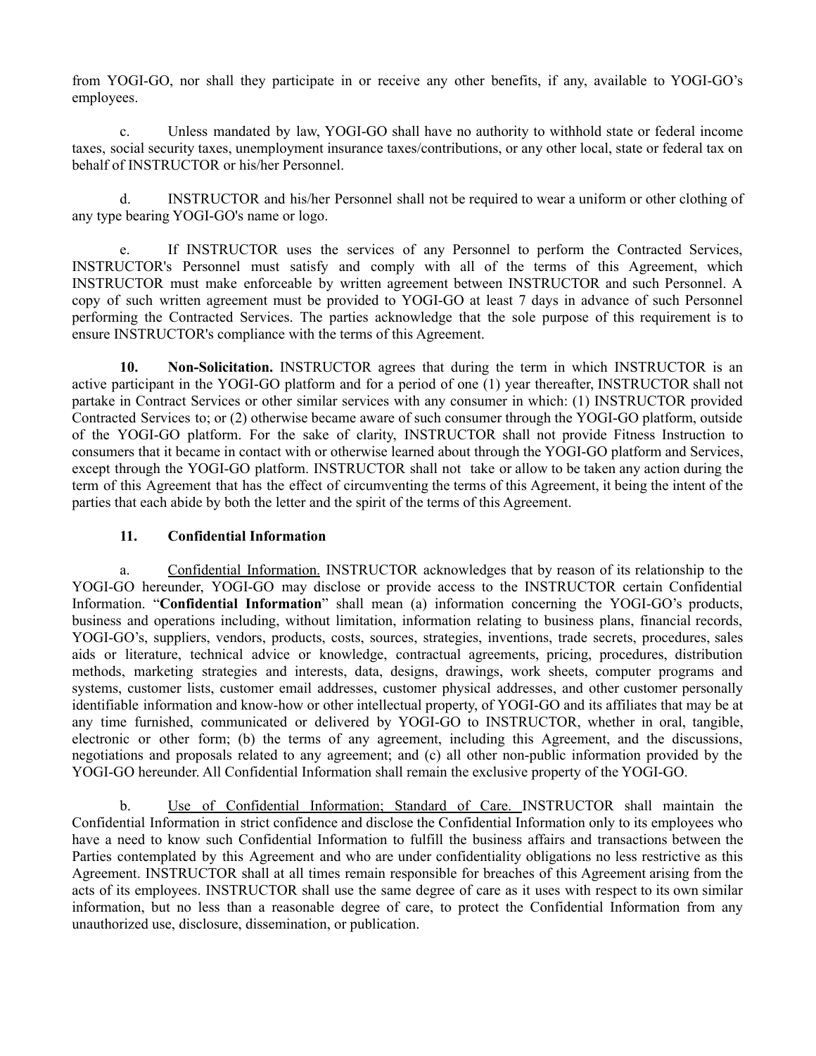from YOGI-GO, nor shall they participate in or receive any other benefits, if any, available to YOGI-GO's employees.

c. Unless mandated by law, YOGI-GO shall have no authority to withhold state or federal income taxes, social security taxes, unemployment insurance taxes/contributions, or any other local, state or federal tax on behalf of INSTRUCTOR or his/her Personnel.

d. INSTRUCTOR and his/her Personnel shall not be required to wear a uniform or other clothing of any type bearing YOGI-GO's name or logo.

e. If INSTRUCTOR uses the services of any Personnel to perform the Contracted Services, INSTRUCTOR's Personnel must satisfy and comply with all of the terms of this Agreement, which INSTRUCTOR must make enforceable by written agreement between INSTRUCTOR and such Personnel. A copy of such written agreement must be provided to YOGI-GO at least 7 days in advance of such Personnel performing the Contracted Services. The parties acknowledge that the sole purpose of this requirement is to ensure INSTRUCTOR's compliance with the terms of this Agreement.

**10. Non-Solicitation.** INSTRUCTOR agrees that during the term in which INSTRUCTOR is an active participant in the YOGI-GO platform and for a period of one (1) year thereafter, INSTRUCTOR shall not partake in Contract Services or other similar services with any consumer in which: (1) INSTRUCTOR provided Contracted Services to; or (2) otherwise became aware of such consumer through the YOGI-GO platform, outside of the YOGI-GO platform. For the sake of clarity, INSTRUCTOR shall not provide Fitness Instruction to consumers that it became in contact with or otherwise learned about through the YOGI-GO platform and Services, except through the YOGI-GO platform. INSTRUCTOR shall not take or allow to be taken any action during the term of this Agreement that has the effect of circumventing the terms of this Agreement, it being the intent of the parties that each abide by both the letter and the spirit of the terms of this Agreement.

**11. Confidential Information**

a. Confidential Information. INSTRUCTOR acknowledges that by reason of its relationship to the YOGI-GO hereunder, YOGI-GO may disclose or provide access to the INSTRUCTOR certain Confidential Information. "**Confidential Information**" shall mean (a) information concerning the YOGI-GO's products, business and operations including, without limitation, information relating to business plans, financial records, YOGI-GO's, suppliers, vendors, products, costs, sources, strategies, inventions, trade secrets, procedures, sales aids or literature, technical advice or knowledge, contractual agreements, pricing, procedures, distribution methods, marketing strategies and interests, data, designs, drawings, work sheets, computer programs and systems, customer lists, customer email addresses, customer physical addresses, and other customer personally identifiable information and know-how or other intellectual property, of YOGI-GO and its affiliates that may be at any time furnished, communicated or delivered by YOGI-GO to INSTRUCTOR, whether in oral, tangible, electronic or other form; (b) the terms of any agreement, including this Agreement, and the discussions, negotiations and proposals related to any agreement; and (c) all other non-public information provided by the YOGI-GO hereunder. All Confidential Information shall remain the exclusive property of the YOGI-GO.

b. Use of Confidential Information; Standard of Care. INSTRUCTOR shall maintain the Confidential Information in strict confidence and disclose the Confidential Information only to its employees who have a need to know such Confidential Information to fulfill the business affairs and transactions between the Parties contemplated by this Agreement and who are under confidentiality obligations no less restrictive as this Agreement. INSTRUCTOR shall at all times remain responsible for breaches of this Agreement arising from the acts of its employees. INSTRUCTOR shall use the same degree of care as it uses with respect to its own similar information, but no less than a reasonable degree of care, to protect the Confidential Information from any unauthorized use, disclosure, dissemination, or publication.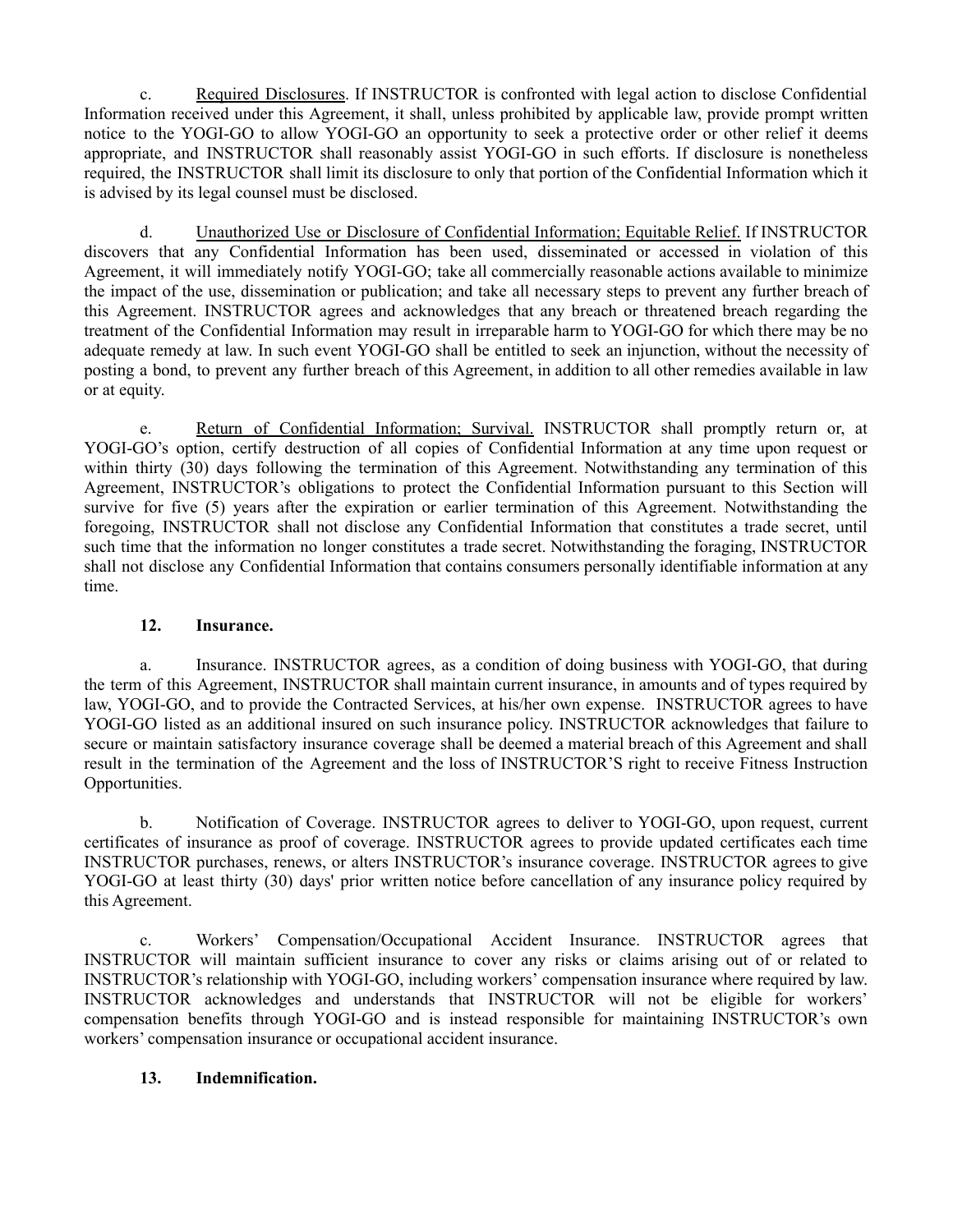c. Required Disclosures. If INSTRUCTOR is confronted with legal action to disclose Confidential Information received under this Agreement, it shall, unless prohibited by applicable law, provide prompt written notice to the YOGI-GO to allow YOGI-GO an opportunity to seek a protective order or other relief it deems appropriate, and INSTRUCTOR shall reasonably assist YOGI-GO in such efforts. If disclosure is nonetheless required, the INSTRUCTOR shall limit its disclosure to only that portion of the Confidential Information which it is advised by its legal counsel must be disclosed.

d. Unauthorized Use or Disclosure of Confidential Information; Equitable Relief. If INSTRUCTOR discovers that any Confidential Information has been used, disseminated or accessed in violation of this Agreement, it will immediately notify YOGI-GO; take all commercially reasonable actions available to minimize the impact of the use, dissemination or publication; and take all necessary steps to prevent any further breach of this Agreement. INSTRUCTOR agrees and acknowledges that any breach or threatened breach regarding the treatment of the Confidential Information may result in irreparable harm to YOGI-GO for which there may be no adequate remedy at law. In such event YOGI-GO shall be entitled to seek an injunction, without the necessity of posting a bond, to prevent any further breach of this Agreement, in addition to all other remedies available in law or at equity.

e. Return of Confidential Information; Survival. INSTRUCTOR shall promptly return or, at YOGI-GO's option, certify destruction of all copies of Confidential Information at any time upon request or within thirty (30) days following the termination of this Agreement. Notwithstanding any termination of this Agreement, INSTRUCTOR's obligations to protect the Confidential Information pursuant to this Section will survive for five (5) years after the expiration or earlier termination of this Agreement. Notwithstanding the foregoing, INSTRUCTOR shall not disclose any Confidential Information that constitutes a trade secret, until such time that the information no longer constitutes a trade secret. Notwithstanding the foraging, INSTRUCTOR shall not disclose any Confidential Information that contains consumers personally identifiable information at any time.

**12. Insurance.**

a. Insurance. INSTRUCTOR agrees, as a condition of doing business with YOGI-GO, that during the term of this Agreement, INSTRUCTOR shall maintain current insurance, in amounts and of types required by law, YOGI-GO, and to provide the Contracted Services, at his/her own expense. INSTRUCTOR agrees to have YOGI-GO listed as an additional insured on such insurance policy. INSTRUCTOR acknowledges that failure to secure or maintain satisfactory insurance coverage shall be deemed a material breach of this Agreement and shall result in the termination of the Agreement and the loss of INSTRUCTOR'S right to receive Fitness Instruction Opportunities.

b. Notification of Coverage. INSTRUCTOR agrees to deliver to YOGI-GO, upon request, current certificates of insurance as proof of coverage. INSTRUCTOR agrees to provide updated certificates each time INSTRUCTOR purchases, renews, or alters INSTRUCTOR's insurance coverage. INSTRUCTOR agrees to give YOGI-GO at least thirty (30) days' prior written notice before cancellation of any insurance policy required by this Agreement.

c. Workers' Compensation/Occupational Accident Insurance. INSTRUCTOR agrees that INSTRUCTOR will maintain sufficient insurance to cover any risks or claims arising out of or related to INSTRUCTOR's relationship with YOGI-GO, including workers' compensation insurance where required by law. INSTRUCTOR acknowledges and understands that INSTRUCTOR will not be eligible for workers' compensation benefits through YOGI-GO and is instead responsible for maintaining INSTRUCTOR's own workers' compensation insurance or occupational accident insurance.

**13. Indemnification.**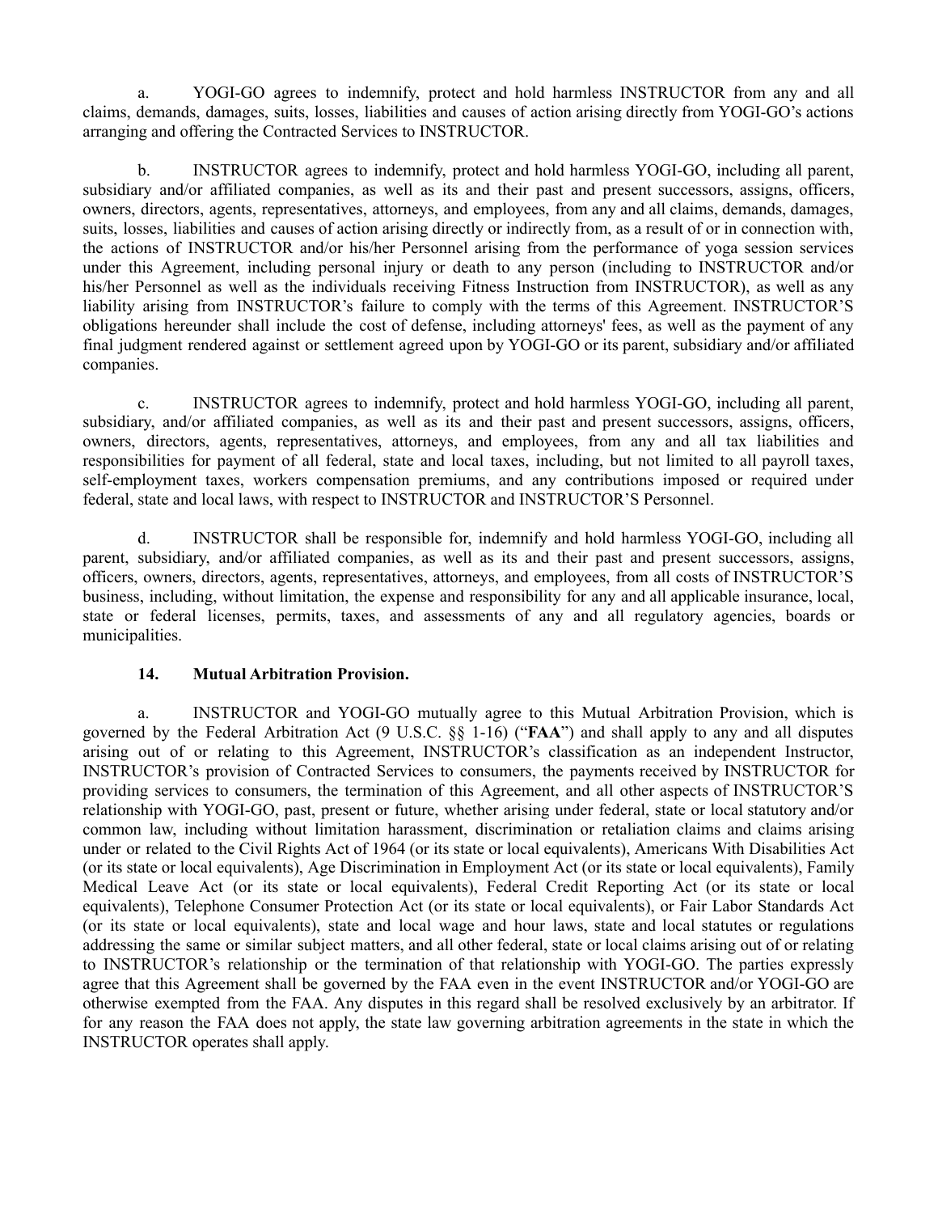a. YOGI-GO agrees to indemnify, protect and hold harmless INSTRUCTOR from any and all claims, demands, damages, suits, losses, liabilities and causes of action arising directly from YOGI-GO's actions arranging and offering the Contracted Services to INSTRUCTOR.

b. INSTRUCTOR agrees to indemnify, protect and hold harmless YOGI-GO, including all parent, subsidiary and/or affiliated companies, as well as its and their past and present successors, assigns, officers, owners, directors, agents, representatives, attorneys, and employees, from any and all claims, demands, damages, suits, losses, liabilities and causes of action arising directly or indirectly from, as a result of or in connection with, the actions of INSTRUCTOR and/or his/her Personnel arising from the performance of yoga session services under this Agreement, including personal injury or death to any person (including to INSTRUCTOR and/or his/her Personnel as well as the individuals receiving Fitness Instruction from INSTRUCTOR), as well as any liability arising from INSTRUCTOR's failure to comply with the terms of this Agreement. INSTRUCTOR'S obligations hereunder shall include the cost of defense, including attorneys' fees, as well as the payment of any final judgment rendered against or settlement agreed upon by YOGI-GO or its parent, subsidiary and/or affiliated companies.

c. INSTRUCTOR agrees to indemnify, protect and hold harmless YOGI-GO, including all parent, subsidiary, and/or affiliated companies, as well as its and their past and present successors, assigns, officers, owners, directors, agents, representatives, attorneys, and employees, from any and all tax liabilities and responsibilities for payment of all federal, state and local taxes, including, but not limited to all payroll taxes, self-employment taxes, workers compensation premiums, and any contributions imposed or required under federal, state and local laws, with respect to INSTRUCTOR and INSTRUCTOR'S Personnel.

d. INSTRUCTOR shall be responsible for, indemnify and hold harmless YOGI-GO, including all parent, subsidiary, and/or affiliated companies, as well as its and their past and present successors, assigns, officers, owners, directors, agents, representatives, attorneys, and employees, from all costs of INSTRUCTOR'S business, including, without limitation, the expense and responsibility for any and all applicable insurance, local, state or federal licenses, permits, taxes, and assessments of any and all regulatory agencies, boards or municipalities.

**14. Mutual Arbitration Provision.**

a. INSTRUCTOR and YOGI-GO mutually agree to this Mutual Arbitration Provision, which is governed by the Federal Arbitration Act (9 U.S.C. §§ 1-16) ("**FAA**") and shall apply to any and all disputes arising out of or relating to this Agreement, INSTRUCTOR's classification as an independent Instructor, INSTRUCTOR's provision of Contracted Services to consumers, the payments received by INSTRUCTOR for providing services to consumers, the termination of this Agreement, and all other aspects of INSTRUCTOR'S relationship with YOGI-GO, past, present or future, whether arising under federal, state or local statutory and/or common law, including without limitation harassment, discrimination or retaliation claims and claims arising under or related to the Civil Rights Act of 1964 (or its state or local equivalents), Americans With Disabilities Act (or its state or local equivalents), Age Discrimination in Employment Act (or its state or local equivalents), Family Medical Leave Act (or its state or local equivalents), Federal Credit Reporting Act (or its state or local equivalents), Telephone Consumer Protection Act (or its state or local equivalents), or Fair Labor Standards Act (or its state or local equivalents), state and local wage and hour laws, state and local statutes or regulations addressing the same or similar subject matters, and all other federal, state or local claims arising out of or relating to INSTRUCTOR's relationship or the termination of that relationship with YOGI-GO. The parties expressly agree that this Agreement shall be governed by the FAA even in the event INSTRUCTOR and/or YOGI-GO are otherwise exempted from the FAA. Any disputes in this regard shall be resolved exclusively by an arbitrator. If for any reason the FAA does not apply, the state law governing arbitration agreements in the state in which the INSTRUCTOR operates shall apply.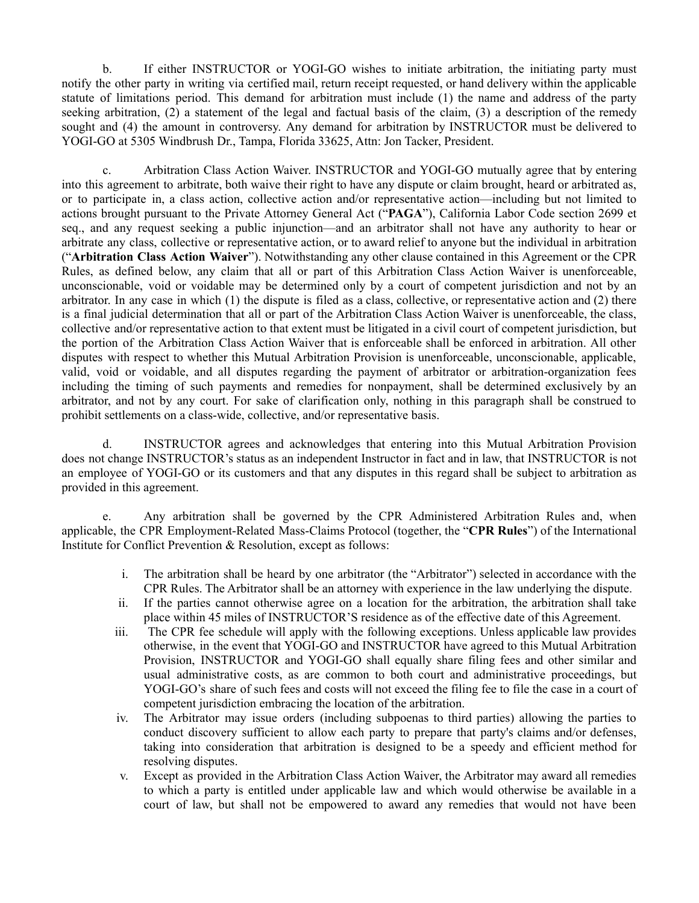b. If either INSTRUCTOR or YOGI-GO wishes to initiate arbitration, the initiating party must notify the other party in writing via certified mail, return receipt requested, or hand delivery within the applicable statute of limitations period. This demand for arbitration must include (1) the name and address of the party seeking arbitration, (2) a statement of the legal and factual basis of the claim, (3) a description of the remedy sought and (4) the amount in controversy. Any demand for arbitration by INSTRUCTOR must be delivered to YOGI-GO at 5305 Windbrush Dr., Tampa, Florida 33625, Attn: Jon Tacker, President.

c. Arbitration Class Action Waiver. INSTRUCTOR and YOGI-GO mutually agree that by entering into this agreement to arbitrate, both waive their right to have any dispute or claim brought, heard or arbitrated as, or to participate in, a class action, collective action and/or representative action—including but not limited to actions brought pursuant to the Private Attorney General Act ("**PAGA**"), California Labor Code section 2699 et seq., and any request seeking a public injunction—and an arbitrator shall not have any authority to hear or arbitrate any class, collective or representative action, or to award relief to anyone but the individual in arbitration ("**Arbitration Class Action Waiver**"). Notwithstanding any other clause contained in this Agreement or the CPR Rules, as defined below, any claim that all or part of this Arbitration Class Action Waiver is unenforceable, unconscionable, void or voidable may be determined only by a court of competent jurisdiction and not by an arbitrator. In any case in which (1) the dispute is filed as a class, collective, or representative action and (2) there is a final judicial determination that all or part of the Arbitration Class Action Waiver is unenforceable, the class, collective and/or representative action to that extent must be litigated in a civil court of competent jurisdiction, but the portion of the Arbitration Class Action Waiver that is enforceable shall be enforced in arbitration. All other disputes with respect to whether this Mutual Arbitration Provision is unenforceable, unconscionable, applicable, valid, void or voidable, and all disputes regarding the payment of arbitrator or arbitration-organization fees including the timing of such payments and remedies for nonpayment, shall be determined exclusively by an arbitrator, and not by any court. For sake of clarification only, nothing in this paragraph shall be construed to prohibit settlements on a class-wide, collective, and/or representative basis.

d. INSTRUCTOR agrees and acknowledges that entering into this Mutual Arbitration Provision does not change INSTRUCTOR's status as an independent Instructor in fact and in law, that INSTRUCTOR is not an employee of YOGI-GO or its customers and that any disputes in this regard shall be subject to arbitration as provided in this agreement.

e. Any arbitration shall be governed by the CPR Administered Arbitration Rules and, when applicable, the CPR Employment-Related Mass-Claims Protocol (together, the "**CPR Rules**") of the International Institute for Conflict Prevention & Resolution, except as follows:

i. The arbitration shall be heard by one arbitrator (the "Arbitrator") selected in accordance with the CPR Rules. The Arbitrator shall be an attorney with experience in the law underlying the dispute.

ii. If the parties cannot otherwise agree on a location for the arbitration, the arbitration shall take place within 45 miles of INSTRUCTOR'S residence as of the effective date of this Agreement.

iii. The CPR fee schedule will apply with the following exceptions. Unless applicable law provides otherwise, in the event that YOGI-GO and INSTRUCTOR have agreed to this Mutual Arbitration Provision, INSTRUCTOR and YOGI-GO shall equally share filing fees and other similar and usual administrative costs, as are common to both court and administrative proceedings, but YOGI-GO's share of such fees and costs will not exceed the filing fee to file the case in a court of competent jurisdiction embracing the location of the arbitration.

iv. The Arbitrator may issue orders (including subpoenas to third parties) allowing the parties to conduct discovery sufficient to allow each party to prepare that party's claims and/or defenses, taking into consideration that arbitration is designed to be a speedy and efficient method for resolving disputes.

v. Except as provided in the Arbitration Class Action Waiver, the Arbitrator may award all remedies to which a party is entitled under applicable law and which would otherwise be available in a court of law, but shall not be empowered to award any remedies that would not have been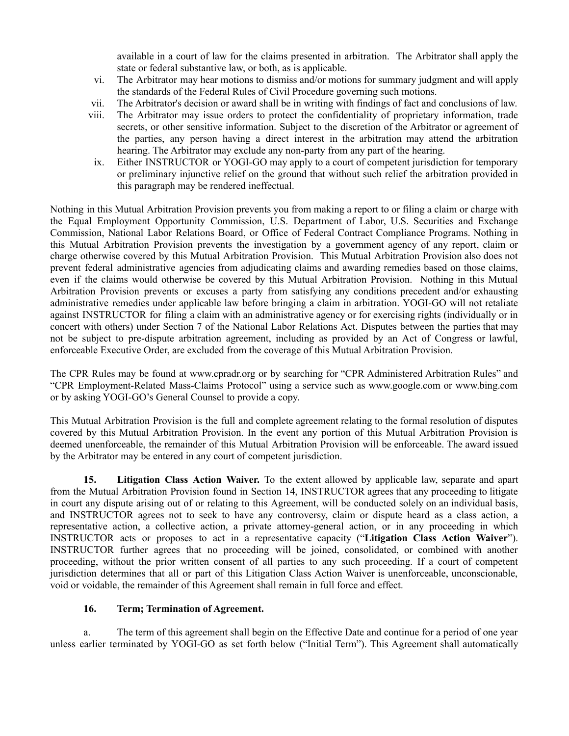available in a court of law for the claims presented in arbitration. The Arbitrator shall apply the state or federal substantive law, or both, as is applicable.

vi. The Arbitrator may hear motions to dismiss and/or motions for summary judgment and will apply the standards of the Federal Rules of Civil Procedure governing such motions.

vii. The Arbitrator's decision or award shall be in writing with findings of fact and conclusions of law.

viii. The Arbitrator may issue orders to protect the confidentiality of proprietary information, trade secrets, or other sensitive information. Subject to the discretion of the Arbitrator or agreement of the parties, any person having a direct interest in the arbitration may attend the arbitration hearing. The Arbitrator may exclude any non-party from any part of the hearing.

ix. Either INSTRUCTOR or YOGI-GO may apply to a court of competent jurisdiction for temporary or preliminary injunctive relief on the ground that without such relief the arbitration provided in this paragraph may be rendered ineffectual.

Nothing in this Mutual Arbitration Provision prevents you from making a report to or filing a claim or charge with the Equal Employment Opportunity Commission, U.S. Department of Labor, U.S. Securities and Exchange Commission, National Labor Relations Board, or Office of Federal Contract Compliance Programs. Nothing in this Mutual Arbitration Provision prevents the investigation by a government agency of any report, claim or charge otherwise covered by this Mutual Arbitration Provision. This Mutual Arbitration Provision also does not prevent federal administrative agencies from adjudicating claims and awarding remedies based on those claims, even if the claims would otherwise be covered by this Mutual Arbitration Provision. Nothing in this Mutual Arbitration Provision prevents or excuses a party from satisfying any conditions precedent and/or exhausting administrative remedies under applicable law before bringing a claim in arbitration. YOGI-GO will not retaliate against INSTRUCTOR for filing a claim with an administrative agency or for exercising rights (individually or in concert with others) under Section 7 of the National Labor Relations Act. Disputes between the parties that may not be subject to pre-dispute arbitration agreement, including as provided by an Act of Congress or lawful, enforceable Executive Order, are excluded from the coverage of this Mutual Arbitration Provision.

The CPR Rules may be found at www.cpradr.org or by searching for "CPR Administered Arbitration Rules" and "CPR Employment-Related Mass-Claims Protocol" using a service such as www.google.com or www.bing.com or by asking YOGI-GO's General Counsel to provide a copy.

This Mutual Arbitration Provision is the full and complete agreement relating to the formal resolution of disputes covered by this Mutual Arbitration Provision. In the event any portion of this Mutual Arbitration Provision is deemed unenforceable, the remainder of this Mutual Arbitration Provision will be enforceable. The award issued by the Arbitrator may be entered in any court of competent jurisdiction.

**15. Litigation Class Action Waiver.** To the extent allowed by applicable law, separate and apart from the Mutual Arbitration Provision found in Section 14, INSTRUCTOR agrees that any proceeding to litigate in court any dispute arising out of or relating to this Agreement, will be conducted solely on an individual basis, and INSTRUCTOR agrees not to seek to have any controversy, claim or dispute heard as a class action, a representative action, a collective action, a private attorney-general action, or in any proceeding in which INSTRUCTOR acts or proposes to act in a representative capacity ("**Litigation Class Action Waiver**"). INSTRUCTOR further agrees that no proceeding will be joined, consolidated, or combined with another proceeding, without the prior written consent of all parties to any such proceeding. If a court of competent jurisdiction determines that all or part of this Litigation Class Action Waiver is unenforceable, unconscionable, void or voidable, the remainder of this Agreement shall remain in full force and effect.

**16. Term; Termination of Agreement.**

a. The term of this agreement shall begin on the Effective Date and continue for a period of one year unless earlier terminated by YOGI-GO as set forth below ("Initial Term"). This Agreement shall automatically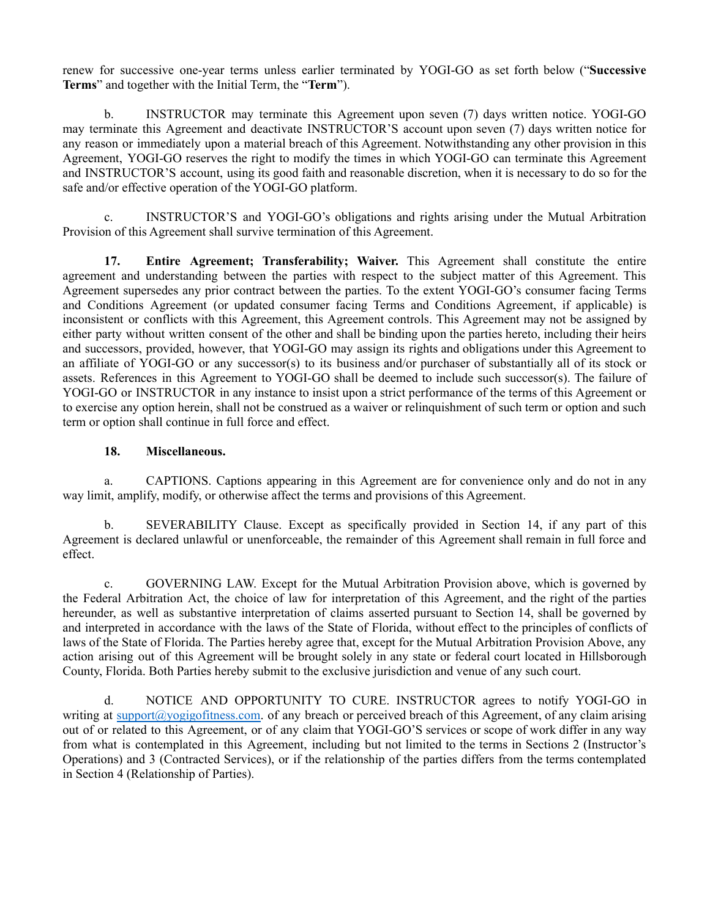renew for successive one-year terms unless earlier terminated by YOGI-GO as set forth below ("**Successive Terms**" and together with the Initial Term, the "**Term**").

b. INSTRUCTOR may terminate this Agreement upon seven (7) days written notice. YOGI-GO may terminate this Agreement and deactivate INSTRUCTOR'S account upon seven (7) days written notice for any reason or immediately upon a material breach of this Agreement. Notwithstanding any other provision in this Agreement, YOGI-GO reserves the right to modify the times in which YOGI-GO can terminate this Agreement and INSTRUCTOR'S account, using its good faith and reasonable discretion, when it is necessary to do so for the safe and/or effective operation of the YOGI-GO platform.

c. INSTRUCTOR'S and YOGI-GO's obligations and rights arising under the Mutual Arbitration Provision of this Agreement shall survive termination of this Agreement.

**17. Entire Agreement; Transferability; Waiver.** This Agreement shall constitute the entire agreement and understanding between the parties with respect to the subject matter of this Agreement. This Agreement supersedes any prior contract between the parties. To the extent YOGI-GO's consumer facing Terms and Conditions Agreement (or updated consumer facing Terms and Conditions Agreement, if applicable) is inconsistent or conflicts with this Agreement, this Agreement controls. This Agreement may not be assigned by either party without written consent of the other and shall be binding upon the parties hereto, including their heirs and successors, provided, however, that YOGI-GO may assign its rights and obligations under this Agreement to an affiliate of YOGI-GO or any successor(s) to its business and/or purchaser of substantially all of its stock or assets. References in this Agreement to YOGI-GO shall be deemed to include such successor(s). The failure of YOGI-GO or INSTRUCTOR in any instance to insist upon a strict performance of the terms of this Agreement or to exercise any option herein, shall not be construed as a waiver or relinquishment of such term or option and such term or option shall continue in full force and effect.

**18. Miscellaneous.**

a. CAPTIONS. Captions appearing in this Agreement are for convenience only and do not in any way limit, amplify, modify, or otherwise affect the terms and provisions of this Agreement.

b. SEVERABILITY Clause. Except as specifically provided in Section 14, if any part of this Agreement is declared unlawful or unenforceable, the remainder of this Agreement shall remain in full force and effect.

c. GOVERNING LAW. Except for the Mutual Arbitration Provision above, which is governed by the Federal Arbitration Act, the choice of law for interpretation of this Agreement, and the right of the parties hereunder, as well as substantive interpretation of claims asserted pursuant to Section 14, shall be governed by and interpreted in accordance with the laws of the State of Florida, without effect to the principles of conflicts of laws of the State of Florida. The Parties hereby agree that, except for the Mutual Arbitration Provision Above, any action arising out of this Agreement will be brought solely in any state or federal court located in Hillsborough County, Florida. Both Parties hereby submit to the exclusive jurisdiction and venue of any such court.

d. NOTICE AND OPPORTUNITY TO CURE. INSTRUCTOR agrees to notify YOGI-GO in writing at support@yogigofitness.com. of any breach or perceived breach of this Agreement, of any claim arising out of or related to this Agreement, or of any claim that YOGI-GO'S services or scope of work differ in any way from what is contemplated in this Agreement, including but not limited to the terms in Sections 2 (Instructor's Operations) and 3 (Contracted Services), or if the relationship of the parties differs from the terms contemplated in Section 4 (Relationship of Parties).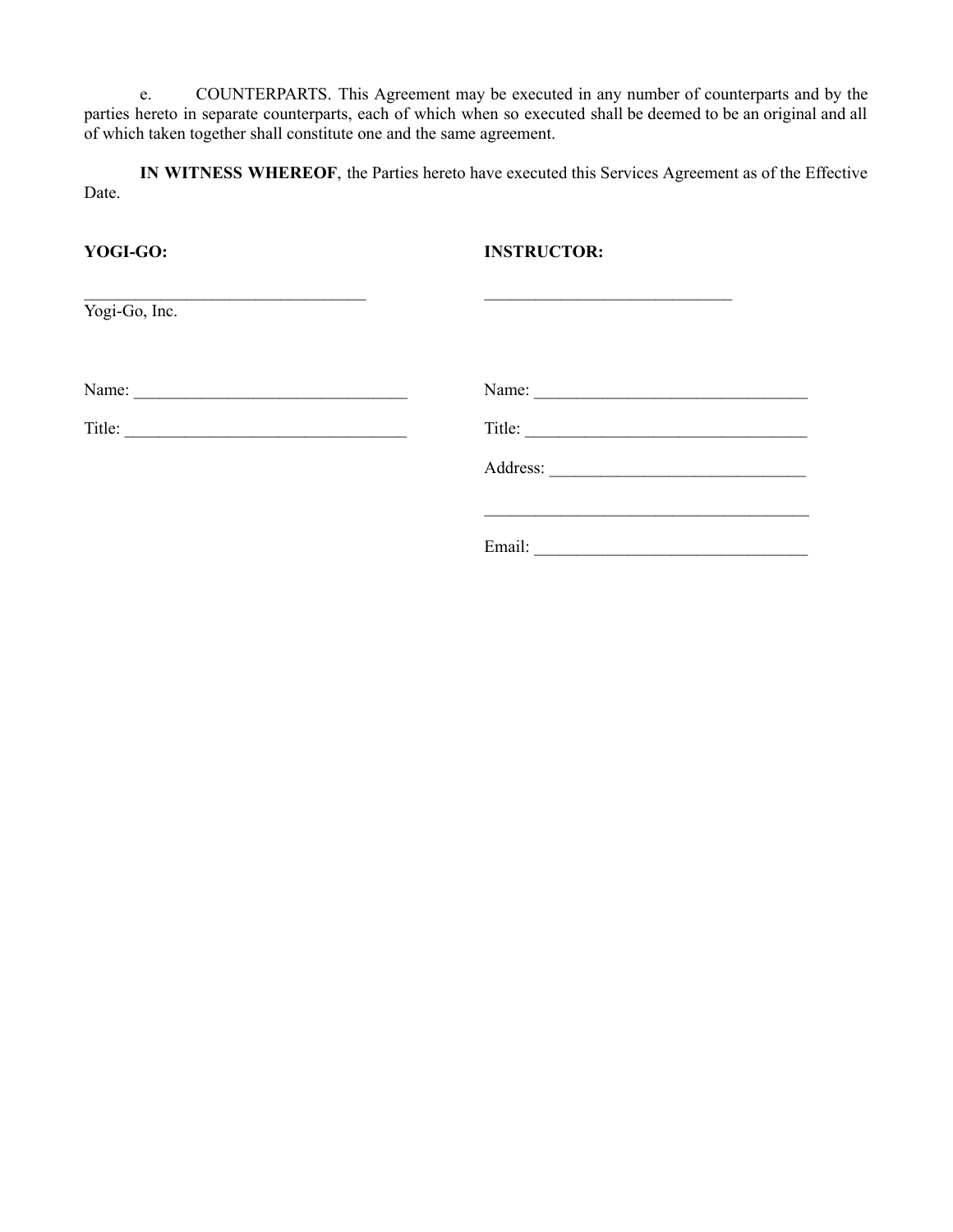e. COUNTERPARTS. This Agreement may be executed in any number of counterparts and by the parties hereto in separate counterparts, each of which when so executed shall be deemed to be an original and all of which taken together shall constitute one and the same agreement.

**IN WITNESS WHEREOF**, the Parties hereto have executed this Services Agreement as of the Effective Date.

| **YOGI-GO:** | **INSTRUCTOR:** |
| --- | --- |
| ______________________________ | ______________________________ |
| Yogi-Go, Inc. | |
| Name: ______________________________ | Name: ______________________________ |
| Title: ______________________________ | Title: ______________________________ |
| | Address: ______________________________ |
| | ______________________________ |
| | Email: ______________________________ |